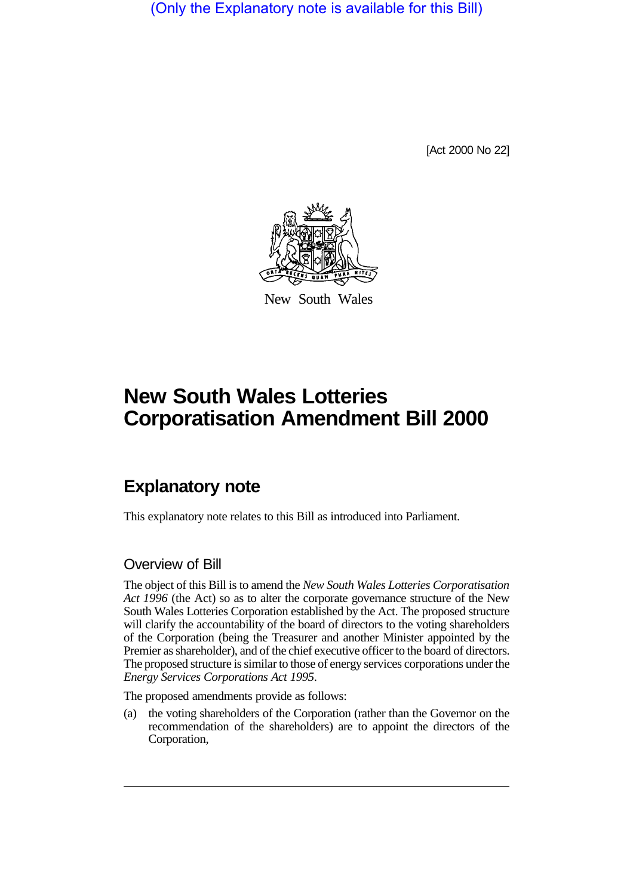(Only the Explanatory note is available for this Bill)

[Act 2000 No 22]

New South Wales

# New South Wales Lotteries Corporatisation Amendment Bill 2000

## Explanatory note

This explanatory note relates to this Bill as introduced into Parliament.

### Overview of Bill

The object of this Bill is to amend the *New South Wales Lotteries Corporatisation Act 1996* (the Act) so as to alter the corporate governance structure of the New South Wales Lotteries Corporation established by the Act. The proposed structure will clarify the accountability of the board of directors to the voting shareholders of the Corporation (being the Treasurer and another Minister appointed by the Premier as shareholder), and of the chief executive officer to the board of directors. The proposed structure is similar to those of energy services corporations under the *Energy Services Corporations Act 1995*.

The proposed amendments provide as follows:

(a) the voting shareholders of the Corporation (rather than the Governor on the recommendation of the shareholders) are to appoint the directors of the Corporation,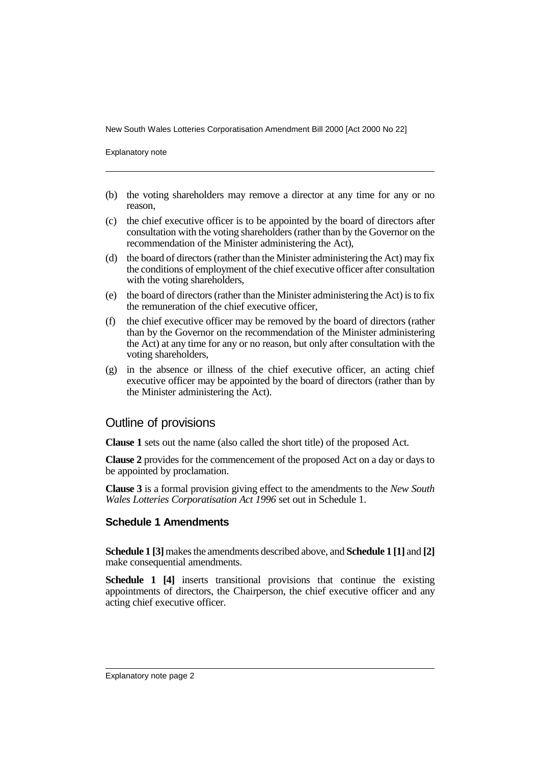(b) the voting shareholders may remove a director at any time for any or no reason,

(c) the chief executive officer is to be appointed by the board of directors after consultation with the voting shareholders (rather than by the Governor on the recommendation of the Minister administering the Act),

(d) the board of directors (rather than the Minister administering the Act) may fix the conditions of employment of the chief executive officer after consultation with the voting shareholders,

(e) the board of directors (rather than the Minister administering the Act) is to fix the remuneration of the chief executive officer,

(f) the chief executive officer may be removed by the board of directors (rather than by the Governor on the recommendation of the Minister administering the Act) at any time for any or no reason, but only after consultation with the voting shareholders,

(g) in the absence or illness of the chief executive officer, an acting chief executive officer may be appointed by the board of directors (rather than by the Minister administering the Act).

## Outline of provisions

**Clause 1** sets out the name (also called the short title) of the proposed Act.

**Clause 2** provides for the commencement of the proposed Act on a day or days to be appointed by proclamation.

**Clause 3** is a formal provision giving effect to the amendments to the *New South Wales Lotteries Corporatisation Act 1996* set out in Schedule 1.

### Schedule 1 Amendments

**Schedule 1 [3]** makes the amendments described above, and **Schedule 1 [1]** and **[2]** make consequential amendments.

**Schedule 1 [4]** inserts transitional provisions that continue the existing appointments of directors, the Chairperson, the chief executive officer and any acting chief executive officer.